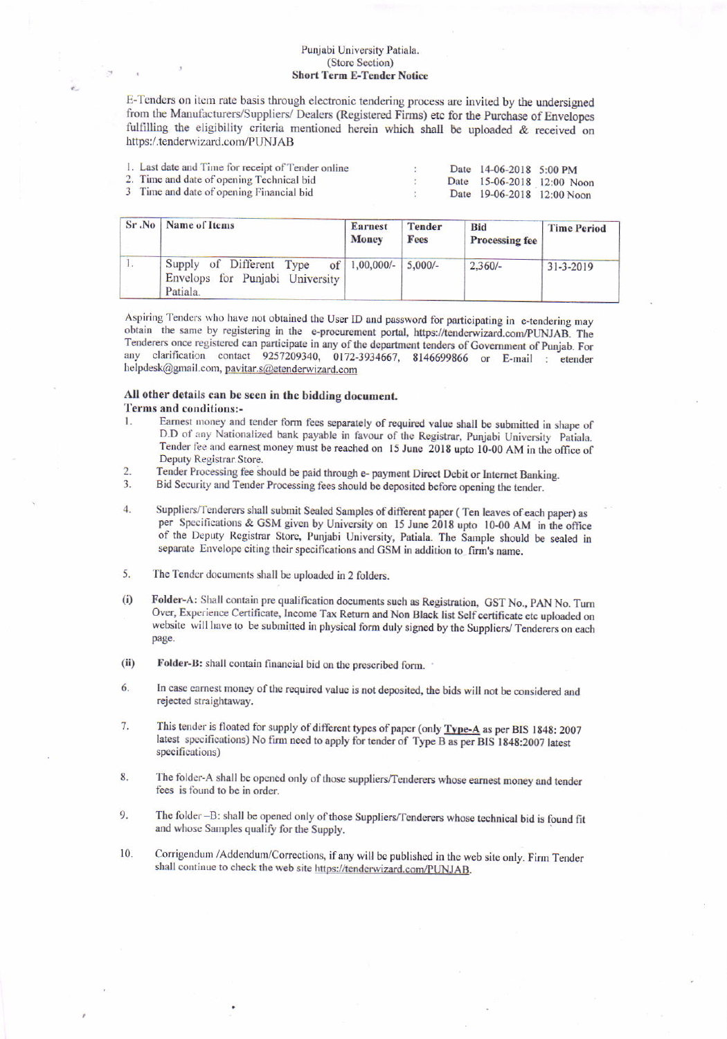Punjabi University Patiala.
(Store Section)
**Short Term E-Tender Notice**

E-Tenders on item rate basis through electronic tendering process are invited by the undersigned from the Manufacturers/Suppliers/ Dealers (Registered Firms) etc for the Purchase of Envelopes fulfilling the eligibility criteria mentioned herein which shall be uploaded & received on https:/.tenderwizard.com/PUNJAB

1. Last date and Time for receipt of Tender online : Date 14-06-2018 5:00 PM
2. Time and date of opening Technical bid : Date 15-06-2018 12:00 Noon
3. Time and date of opening Financial bid : Date 19-06-2018 12:00 Noon

| Sr .No | Name of Items | Earnest Money | Tender Fees | Bid Processing fee | Time Period |
|---|---|---|---|---|---|
| 1. | Supply of Different Type of Envelops for Punjabi University Patiala. | 1,00,000/- | 5,000/- | 2,360/- | 31-3-2019 |

Aspiring Tenders who have not obtained the User ID and password for participating in e-tendering may obtain the same by registering in the e-procurement portal, https://tenderwizard.com/PUNJAB. The Tenderers once registered can participate in any of the department tenders of Government of Punjab. For any clarification contact 9257209340, 0172-3934667, 8146699866 or E-mail : etender helpdesk@gmail.com, pavitar.s@etenderwizard.com

**All other details can be seen in the bidding document.**

**Terms and conditions:-**

1. Earnest money and tender form fees separately of required value shall be submitted in shape of D.D of any Nationalized bank payable in favour of the Registrar, Punjabi University Patiala. Tender fee and earnest money must be reached on 15 June 2018 upto 10-00 AM in the office of Deputy Registrar Store.
2. Tender Processing fee should be paid through e- payment Direct Debit or Internet Banking.
3. Bid Security and Tender Processing fees should be deposited before opening the tender.
4. Suppliers/Tenderers shall submit Sealed Samples of different paper ( Ten leaves of each paper) as per Specifications & GSM given by University on 15 June 2018 upto 10-00 AM in the office of the Deputy Registrar Store, Punjabi University, Patiala. The Sample should be sealed in separate Envelope citing their specifications and GSM in addition to firm's name.
5. The Tender documents shall be uploaded in 2 folders.

(i) **Folder-A:** Shall contain pre qualification documents such as Registration, GST No., PAN No. Turn Over, Experience Certificate, Income Tax Return and Non Black list Self certificate etc uploaded on website will have to be submitted in physical form duly signed by the Suppliers/ Tenderers on each page.

(ii) **Folder-B:** shall contain financial bid on the prescribed form.

6. In case earnest money of the required value is not deposited, the bids will not be considered and rejected straightaway.
7. This tender is floated for supply of different types of paper (only **Type-A** as per BIS 1848: 2007 latest specifications) No firm need to apply for tender of Type B as per BIS 1848:2007 latest specifications)
8. The folder-A shall be opened only of those suppliers/Tenderers whose earnest money and tender fees is found to be in order.
9. The folder –B: shall be opened only of those Suppliers/Tenderers whose technical bid is found fit and whose Samples qualify for the Supply.
10. Corrigendum /Addendum/Corrections, if any will be published in the web site only. Firm Tender shall continue to check the web site https://tenderwizard.com/PUNJAB.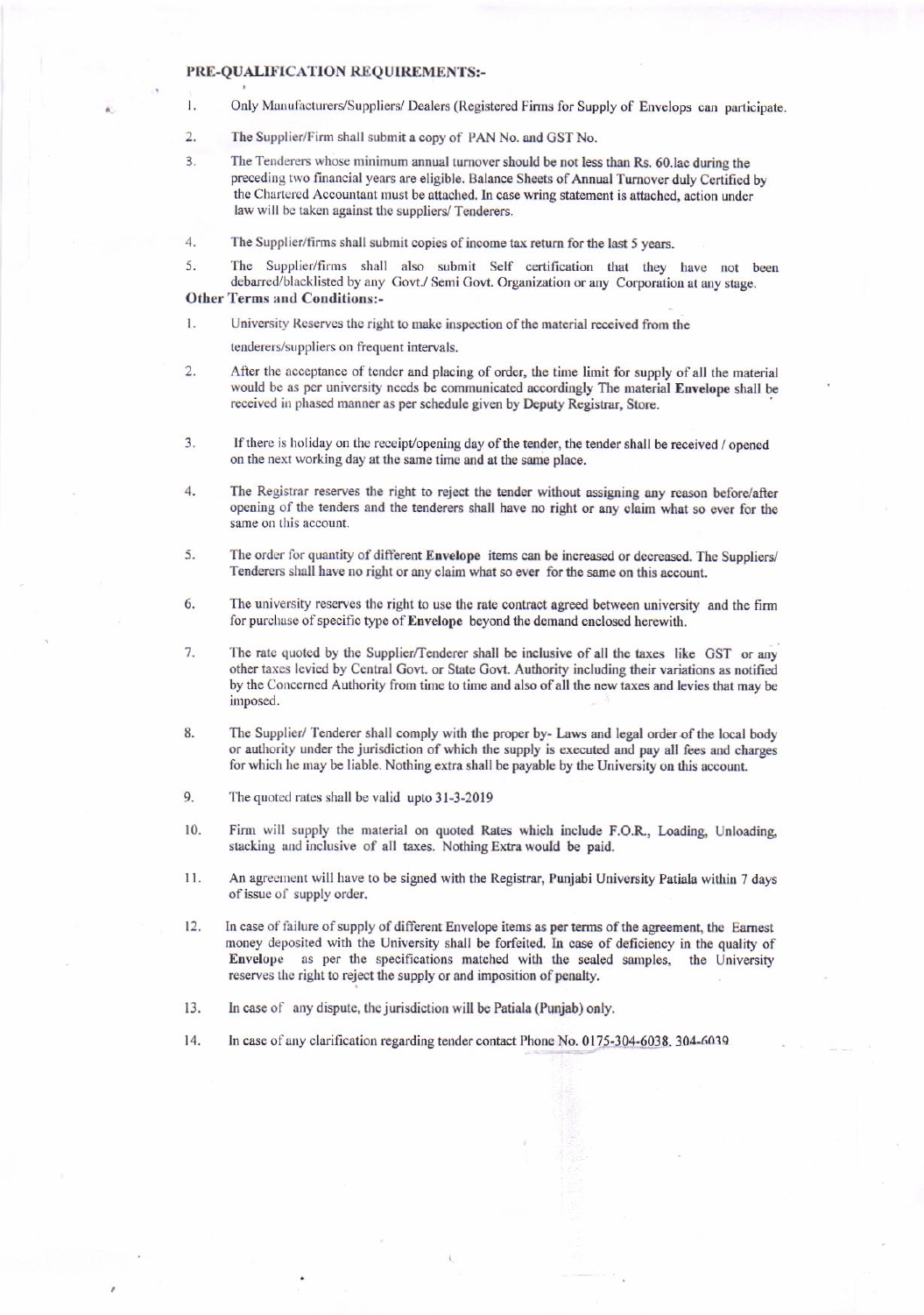**PRE-QUALIFICATION REQUIREMENTS:-**

1. Only Manufacturers/Suppliers/ Dealers (Registered Firms for Supply of Envelops can participate.

2. The Supplier/Firm shall submit a copy of PAN No. and GST No.

3. The Tenderers whose minimum annual turnover should be not less than Rs. 60.lac during the preceding two financial years are eligible. Balance Sheets of Annual Turnover duly Certified by the Chartered Accountant must be attached. In case wring statement is attached, action under law will be taken against the suppliers/ Tenderers.

4. The Supplier/firms shall submit copies of income tax return for the last 5 years.

5. The Supplier/firms shall also submit Self certification that they have not been debarred/blacklisted by any Govt./ Semi Govt. Organization or any Corporation at any stage.

**Other Terms and Conditions:-**

1. University Reserves the right to make inspection of the material received from the tenderers/suppliers on frequent intervals.

2. After the acceptance of tender and placing of order, the time limit for supply of all the material would be as per university needs be communicated accordingly The material **Envelope** shall be received in phased manner as per schedule given by Deputy Registrar, Store.

3. If there is holiday on the receipt/opening day of the tender, the tender shall be received / opened on the next working day at the same time and at the same place.

4. The Registrar reserves the right to reject the tender without assigning any reason before/after opening of the tenders and the tenderers shall have no right or any claim what so ever for the same on this account.

5. The order for quantity of different **Envelope** items can be increased or decreased. The Suppliers/ Tenderers shall have no right or any claim what so ever for the same on this account.

6. The university reserves the right to use the rate contract agreed between university and the firm for purchase of specific type of **Envelope** beyond the demand enclosed herewith.

7. The rate quoted by the Supplier/Tenderer shall be inclusive of all the taxes like GST or any other taxes levied by Central Govt. or State Govt. Authority including their variations as notified by the Concerned Authority from time to time and also of all the new taxes and levies that may be imposed.

8. The Supplier/ Tenderer shall comply with the proper by- Laws and legal order of the local body or authority under the jurisdiction of which the supply is executed and pay all fees and charges for which he may be liable. Nothing extra shall be payable by the University on this account.

9. The quoted rates shall be valid upto 31-3-2019

10. Firm will supply the material on quoted Rates which include F.O.R., Loading, Unloading, stacking and inclusive of all taxes. Nothing Extra would be paid.

11. An agreement will have to be signed with the Registrar, Punjabi University Patiala within 7 days of issue of supply order.

12. In case of failure of supply of different Envelope items as per terms of the agreement, the Earnest money deposited with the University shall be forfeited. In case of deficiency in the quality of **Envelope** as per the specifications matched with the sealed samples, the University reserves the right to reject the supply or and imposition of penalty.

13. In case of any dispute, the jurisdiction will be Patiala (Punjab) only.

14. In case of any clarification regarding tender contact Phone No. 0175-304-6038, 304-6039